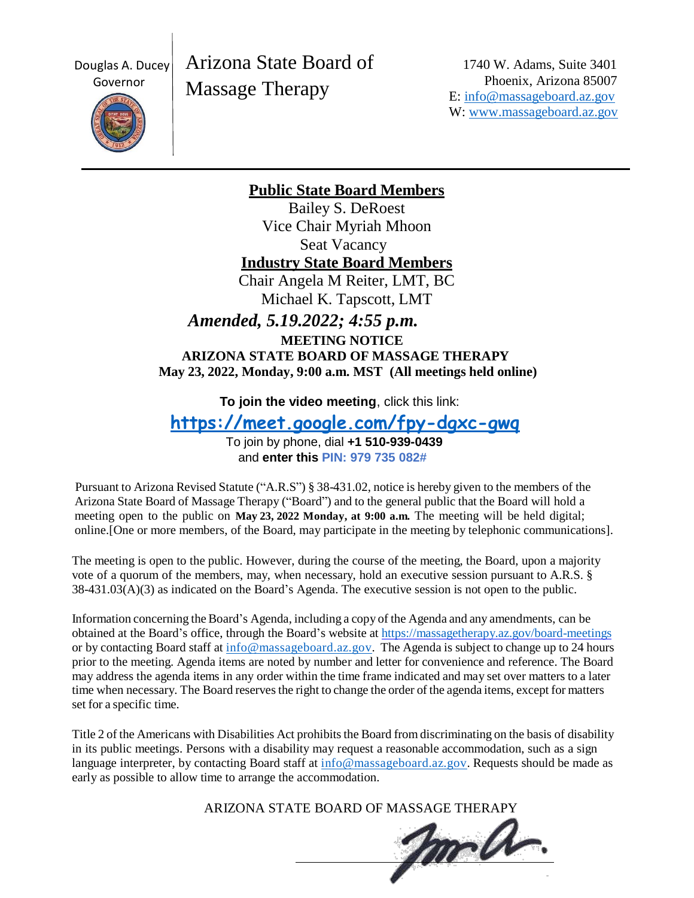Douglas A. Ducey
Governor

# Arizona State Board of Massage Therapy

1740 W. Adams, Suite 3401
Phoenix, Arizona 85007
E: info@massageboard.az.gov
W: www.massageboard.az.gov

**Public State Board Members**

Bailey S. DeRoest
Vice Chair Myriah Mhoon
Seat Vacancy

**Industry State Board Members**

Chair Angela M Reiter, LMT, BC
Michael K. Tapscott, LMT

***Amended, 5.19.2022; 4:55 p.m.***

**MEETING NOTICE**
**ARIZONA STATE BOARD OF MASSAGE THERAPY**
**May 23, 2022, Monday, 9:00 a.m. MST (All meetings held online)**

**To join the video meeting**, click this link:

**https://meet.google.com/fpy-dgxc-gwq**

To join by phone, dial **+1 510-939-0439**
and **enter this PIN: 979 735 082#**

Pursuant to Arizona Revised Statute ("A.R.S") § 38-431.02, notice is hereby given to the members of the Arizona State Board of Massage Therapy ("Board") and to the general public that the Board will hold a meeting open to the public on **May 23, 2022 Monday, at 9:00 a.m.** The meeting will be held digital; online.[One or more members, of the Board, may participate in the meeting by telephonic communications].

The meeting is open to the public. However, during the course of the meeting, the Board, upon a majority vote of a quorum of the members, may, when necessary, hold an executive session pursuant to A.R.S. § 38-431.03(A)(3) as indicated on the Board's Agenda. The executive session is not open to the public.

Information concerning the Board's Agenda, including a copy of the Agenda and any amendments, can be obtained at the Board's office, through the Board's website at https://massagetherapy.az.gov/board-meetings or by contacting Board staff at info@massageboard.az.gov. The Agenda is subject to change up to 24 hours prior to the meeting. Agenda items are noted by number and letter for convenience and reference. The Board may address the agenda items in any order within the time frame indicated and may set over matters to a later time when necessary. The Board reserves the right to change the order of the agenda items, except for matters set for a specific time.

Title 2 of the Americans with Disabilities Act prohibits the Board from discriminating on the basis of disability in its public meetings. Persons with a disability may request a reasonable accommodation, such as a sign language interpreter, by contacting Board staff at info@massageboard.az.gov. Requests should be made as early as possible to allow time to arrange the accommodation.

ARIZONA STATE BOARD OF MASSAGE THERAPY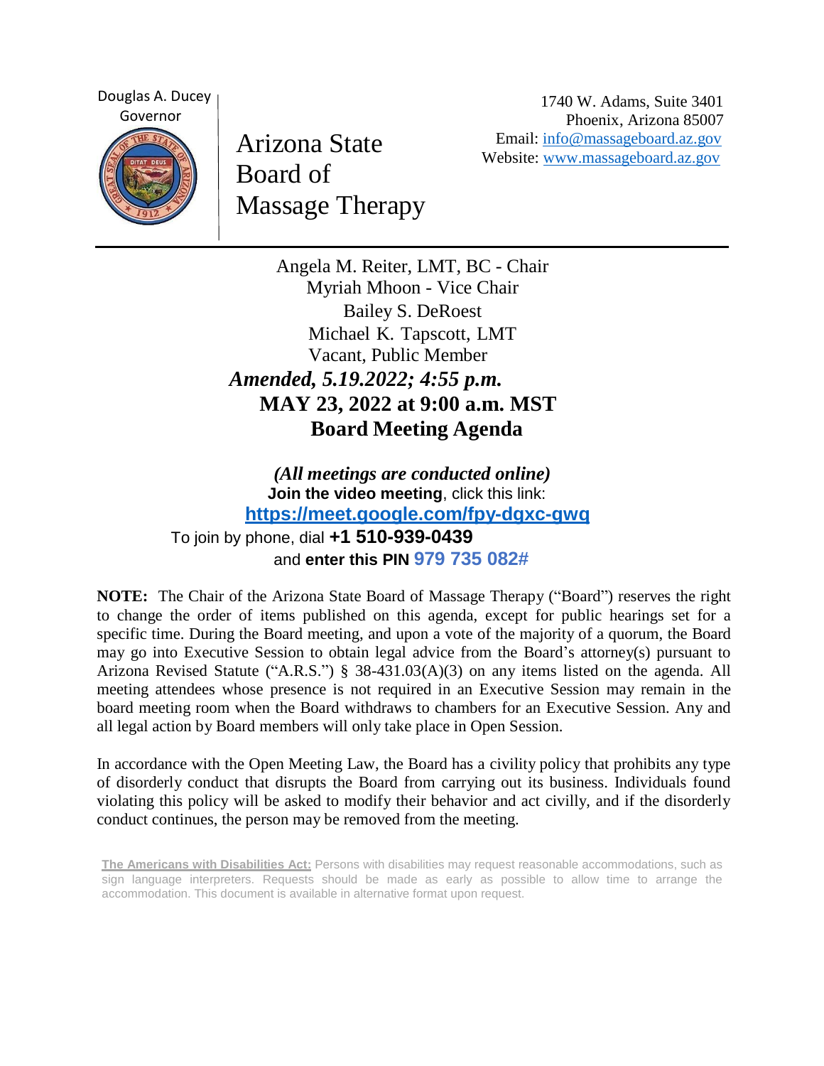Douglas A. Ducey
Governor

# Arizona State Board of Massage Therapy

1740 W. Adams, Suite 3401
Phoenix, Arizona 85007
Email: [info@massageboard.az.gov](mailto:info@massageboard.az.gov)
Website: [www.massageboard.az.gov](http://www.massageboard.az.gov)

Angela M. Reiter, LMT, BC - Chair
Myriah Mhoon - Vice Chair
Bailey S. DeRoest
Michael K. Tapscott, LMT
Vacant, Public Member

***Amended, 5.19.2022; 4:55 p.m.***

## MAY 23, 2022 at 9:00 a.m. MST

## Board Meeting Agenda

***(All meetings are conducted online)***

**Join the video meeting**, click this link:
**[https://meet.google.com/fpy-dqxc-gwq](https://meet.google.com/fpy-dqxc-gwq)**

To join by phone, dial **+1 510-939-0439**
and **enter this PIN 979 735 082#**

**NOTE:** The Chair of the Arizona State Board of Massage Therapy ("Board") reserves the right to change the order of items published on this agenda, except for public hearings set for a specific time. During the Board meeting, and upon a vote of the majority of a quorum, the Board may go into Executive Session to obtain legal advice from the Board's attorney(s) pursuant to Arizona Revised Statute ("A.R.S.") § 38-431.03(A)(3) on any items listed on the agenda. All meeting attendees whose presence is not required in an Executive Session may remain in the board meeting room when the Board withdraws to chambers for an Executive Session. Any and all legal action by Board members will only take place in Open Session.

In accordance with the Open Meeting Law, the Board has a civility policy that prohibits any type of disorderly conduct that disrupts the Board from carrying out its business. Individuals found violating this policy will be asked to modify their behavior and act civilly, and if the disorderly conduct continues, the person may be removed from the meeting.

**The Americans with Disabilities Act:** Persons with disabilities may request reasonable accommodations, such as sign language interpreters. Requests should be made as early as possible to allow time to arrange the accommodation. This document is available in alternative format upon request.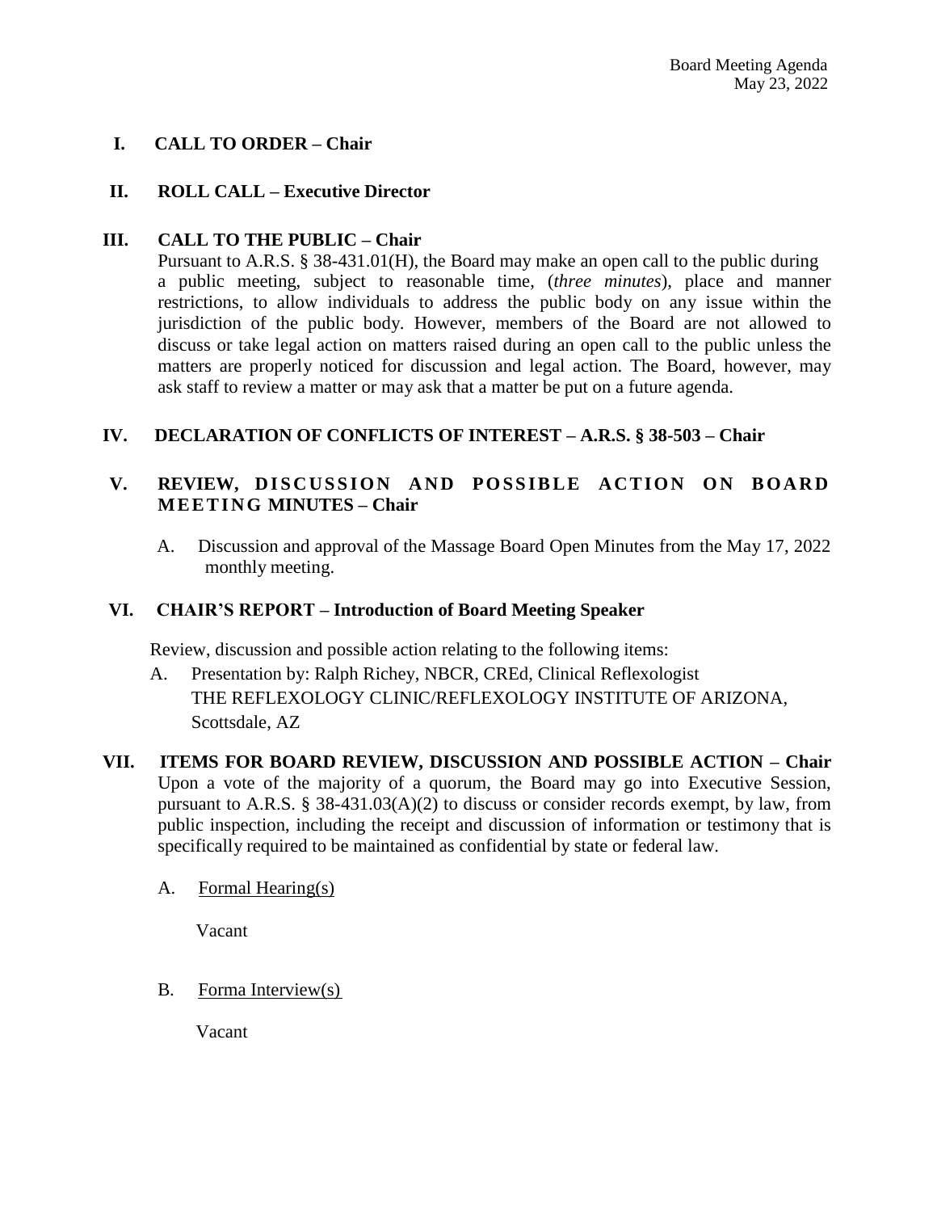Board Meeting Agenda
May 23, 2022

## I. CALL TO ORDER – Chair

## II. ROLL CALL – Executive Director

## III. CALL TO THE PUBLIC – Chair

Pursuant to A.R.S. § 38-431.01(H), the Board may make an open call to the public during a public meeting, subject to reasonable time, (*three minutes*), place and manner restrictions, to allow individuals to address the public body on any issue within the jurisdiction of the public body. However, members of the Board are not allowed to discuss or take legal action on matters raised during an open call to the public unless the matters are properly noticed for discussion and legal action. The Board, however, may ask staff to review a matter or may ask that a matter be put on a future agenda.

## IV. DECLARATION OF CONFLICTS OF INTEREST – A.R.S. § 38-503 – Chair

## V. REVIEW, DISCUSSION AND POSSIBLE ACTION ON BOARD MEETING MINUTES – Chair

A. Discussion and approval of the Massage Board Open Minutes from the May 17, 2022 monthly meeting.

## VI. CHAIR'S REPORT – Introduction of Board Meeting Speaker

Review, discussion and possible action relating to the following items:

A. Presentation by: Ralph Richey, NBCR, CREd, Clinical Reflexologist
THE REFLEXOLOGY CLINIC/REFLEXOLOGY INSTITUTE OF ARIZONA, Scottsdale, AZ

## VII. ITEMS FOR BOARD REVIEW, DISCUSSION AND POSSIBLE ACTION – Chair

Upon a vote of the majority of a quorum, the Board may go into Executive Session, pursuant to A.R.S. § 38-431.03(A)(2) to discuss or consider records exempt, by law, from public inspection, including the receipt and discussion of information or testimony that is specifically required to be maintained as confidential by state or federal law.

A. Formal Hearing(s)

Vacant

B. Forma Interview(s)

Vacant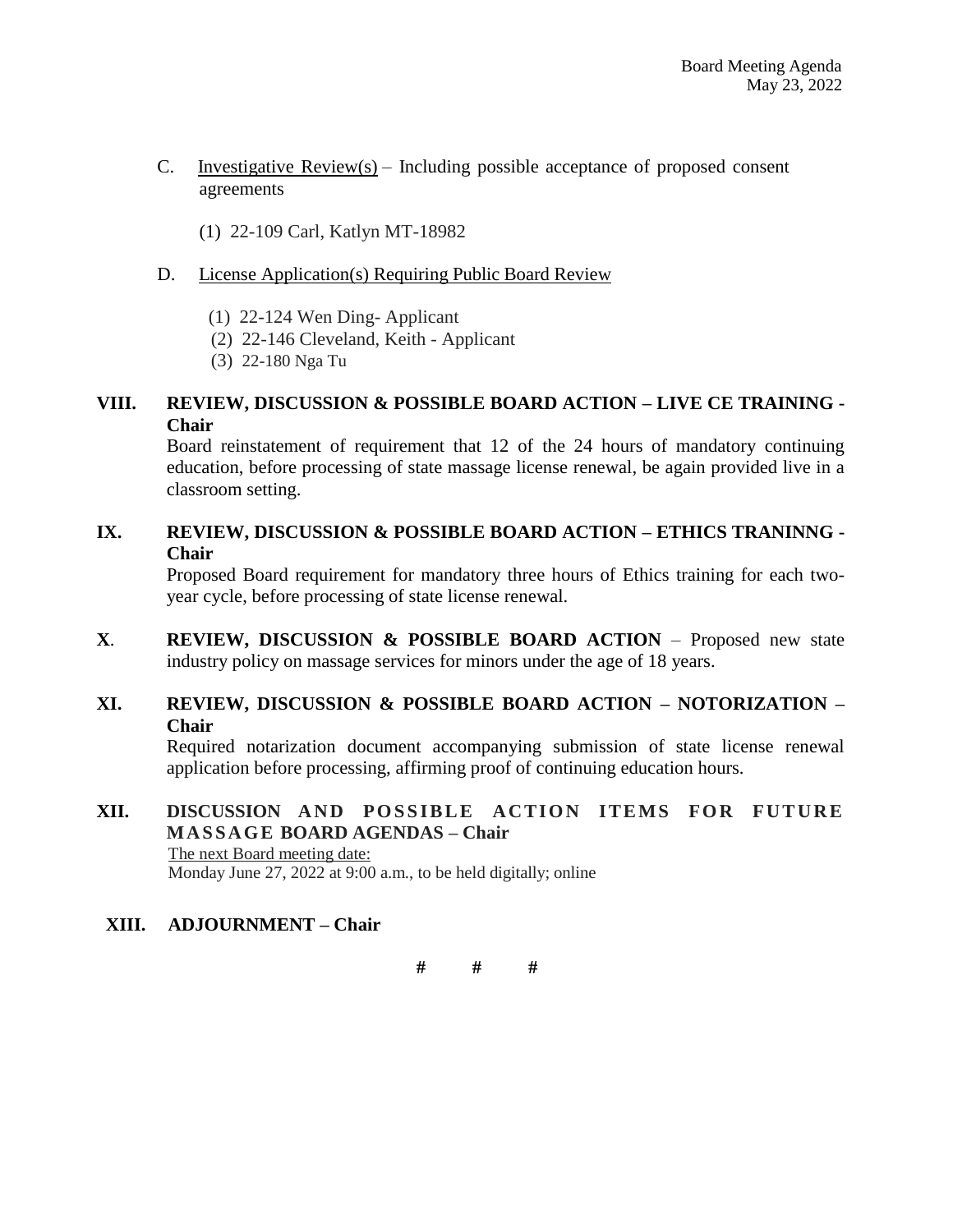C. Investigative Review(s) – Including possible acceptance of proposed consent agreements

(1) 22-109 Carl, Katlyn MT-18982

D. License Application(s) Requiring Public Board Review

(1) 22-124 Wen Ding- Applicant
(2) 22-146 Cleveland, Keith - Applicant
(3) 22-180 Nga Tu

**VIII. REVIEW, DISCUSSION & POSSIBLE BOARD ACTION – LIVE CE TRAINING - Chair**

Board reinstatement of requirement that 12 of the 24 hours of mandatory continuing education, before processing of state massage license renewal, be again provided live in a classroom setting.

**IX. REVIEW, DISCUSSION & POSSIBLE BOARD ACTION – ETHICS TRANINNG - Chair**

Proposed Board requirement for mandatory three hours of Ethics training for each two-year cycle, before processing of state license renewal.

**X. REVIEW, DISCUSSION & POSSIBLE BOARD ACTION** – Proposed new state industry policy on massage services for minors under the age of 18 years.

**XI. REVIEW, DISCUSSION & POSSIBLE BOARD ACTION – NOTORIZATION – Chair**

Required notarization document accompanying submission of state license renewal application before processing, affirming proof of continuing education hours.

**XII. DISCUSSION AND POSSIBLE ACTION ITEMS FOR FUTURE MASSAGE BOARD AGENDAS – Chair**

The next Board meeting date:
Monday June 27, 2022 at 9:00 a.m., to be held digitally; online

**XIII. ADJOURNMENT – Chair**

# # #